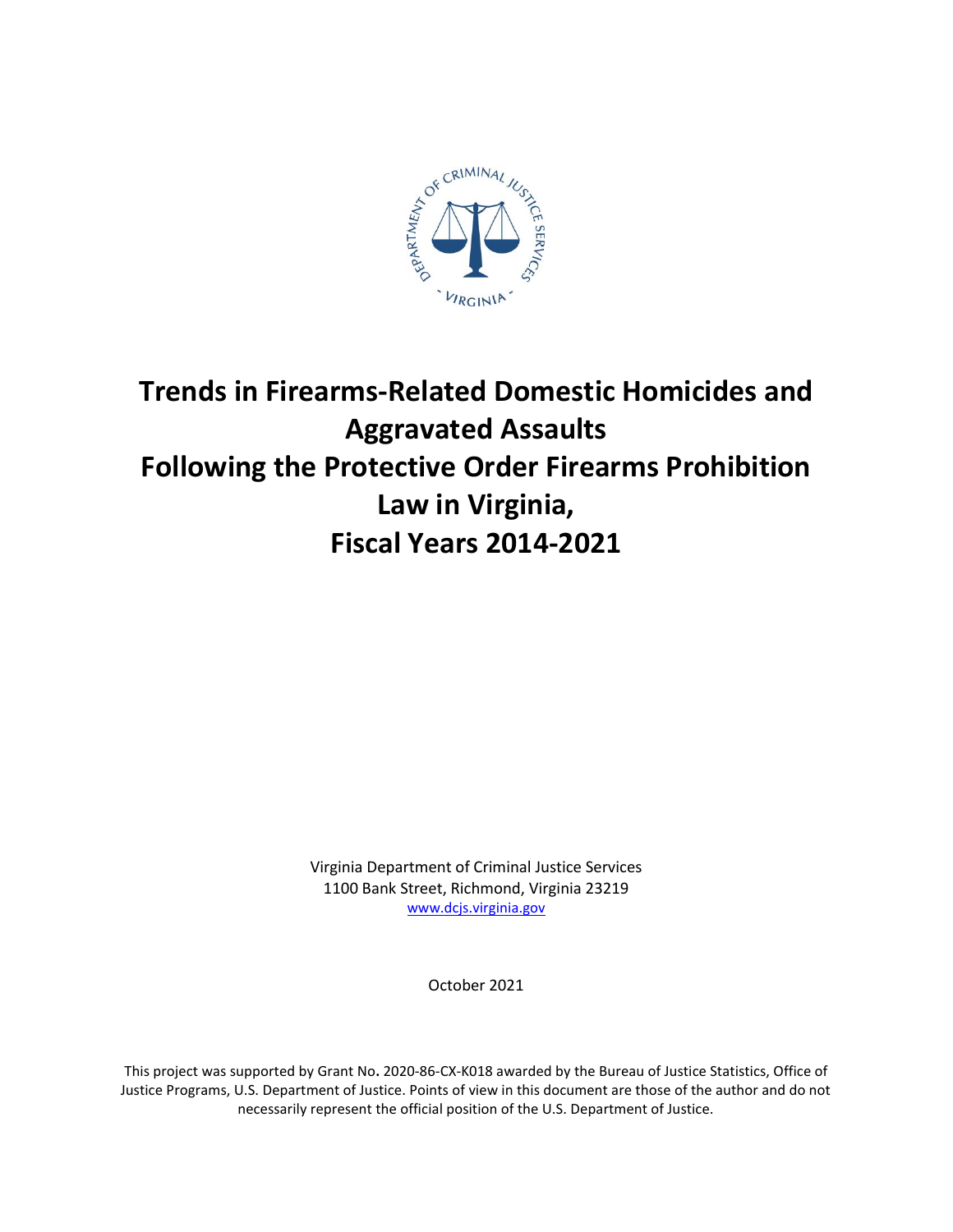# Trends in Firearms-Related Domestic Homicides and Aggravated Assaults Following the Protective Order Firearms Prohibition Law in Virginia, Fiscal Years 2014-2021

Virginia Department of Criminal Justice Services
1100 Bank Street, Richmond, Virginia 23219
www.dcjs.virginia.gov

October 2021

This project was supported by Grant No. 2020-86-CX-K018 awarded by the Bureau of Justice Statistics, Office of Justice Programs, U.S. Department of Justice. Points of view in this document are those of the author and do not necessarily represent the official position of the U.S. Department of Justice.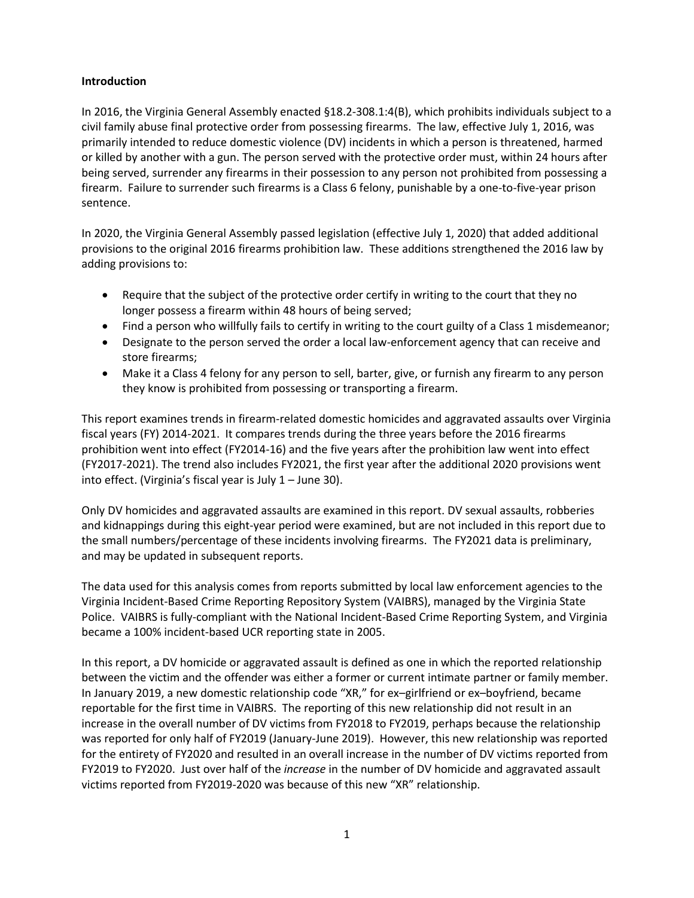**Introduction**

In 2016, the Virginia General Assembly enacted §18.2-308.1:4(B), which prohibits individuals subject to a civil family abuse final protective order from possessing firearms. The law, effective July 1, 2016, was primarily intended to reduce domestic violence (DV) incidents in which a person is threatened, harmed or killed by another with a gun. The person served with the protective order must, within 24 hours after being served, surrender any firearms in their possession to any person not prohibited from possessing a firearm. Failure to surrender such firearms is a Class 6 felony, punishable by a one-to-five-year prison sentence.

In 2020, the Virginia General Assembly passed legislation (effective July 1, 2020) that added additional provisions to the original 2016 firearms prohibition law. These additions strengthened the 2016 law by adding provisions to:

- Require that the subject of the protective order certify in writing to the court that they no longer possess a firearm within 48 hours of being served;
- Find a person who willfully fails to certify in writing to the court guilty of a Class 1 misdemeanor;
- Designate to the person served the order a local law-enforcement agency that can receive and store firearms;
- Make it a Class 4 felony for any person to sell, barter, give, or furnish any firearm to any person they know is prohibited from possessing or transporting a firearm.

This report examines trends in firearm-related domestic homicides and aggravated assaults over Virginia fiscal years (FY) 2014-2021. It compares trends during the three years before the 2016 firearms prohibition went into effect (FY2014-16) and the five years after the prohibition law went into effect (FY2017-2021). The trend also includes FY2021, the first year after the additional 2020 provisions went into effect. (Virginia's fiscal year is July 1 – June 30).

Only DV homicides and aggravated assaults are examined in this report. DV sexual assaults, robberies and kidnappings during this eight-year period were examined, but are not included in this report due to the small numbers/percentage of these incidents involving firearms. The FY2021 data is preliminary, and may be updated in subsequent reports.

The data used for this analysis comes from reports submitted by local law enforcement agencies to the Virginia Incident-Based Crime Reporting Repository System (VAIBRS), managed by the Virginia State Police. VAIBRS is fully-compliant with the National Incident-Based Crime Reporting System, and Virginia became a 100% incident-based UCR reporting state in 2005.

In this report, a DV homicide or aggravated assault is defined as one in which the reported relationship between the victim and the offender was either a former or current intimate partner or family member. In January 2019, a new domestic relationship code "XR," for ex–girlfriend or ex–boyfriend, became reportable for the first time in VAIBRS. The reporting of this new relationship did not result in an increase in the overall number of DV victims from FY2018 to FY2019, perhaps because the relationship was reported for only half of FY2019 (January-June 2019). However, this new relationship was reported for the entirety of FY2020 and resulted in an overall increase in the number of DV victims reported from FY2019 to FY2020. Just over half of the *increase* in the number of DV homicide and aggravated assault victims reported from FY2019-2020 was because of this new "XR" relationship.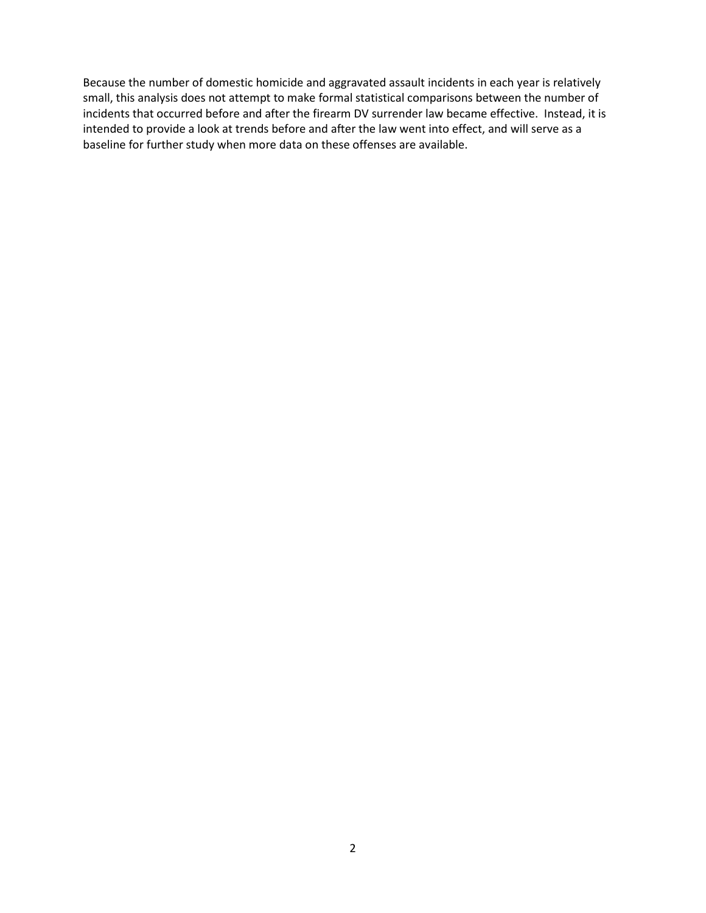Because the number of domestic homicide and aggravated assault incidents in each year is relatively small, this analysis does not attempt to make formal statistical comparisons between the number of incidents that occurred before and after the firearm DV surrender law became effective. Instead, it is intended to provide a look at trends before and after the law went into effect, and will serve as a baseline for further study when more data on these offenses are available.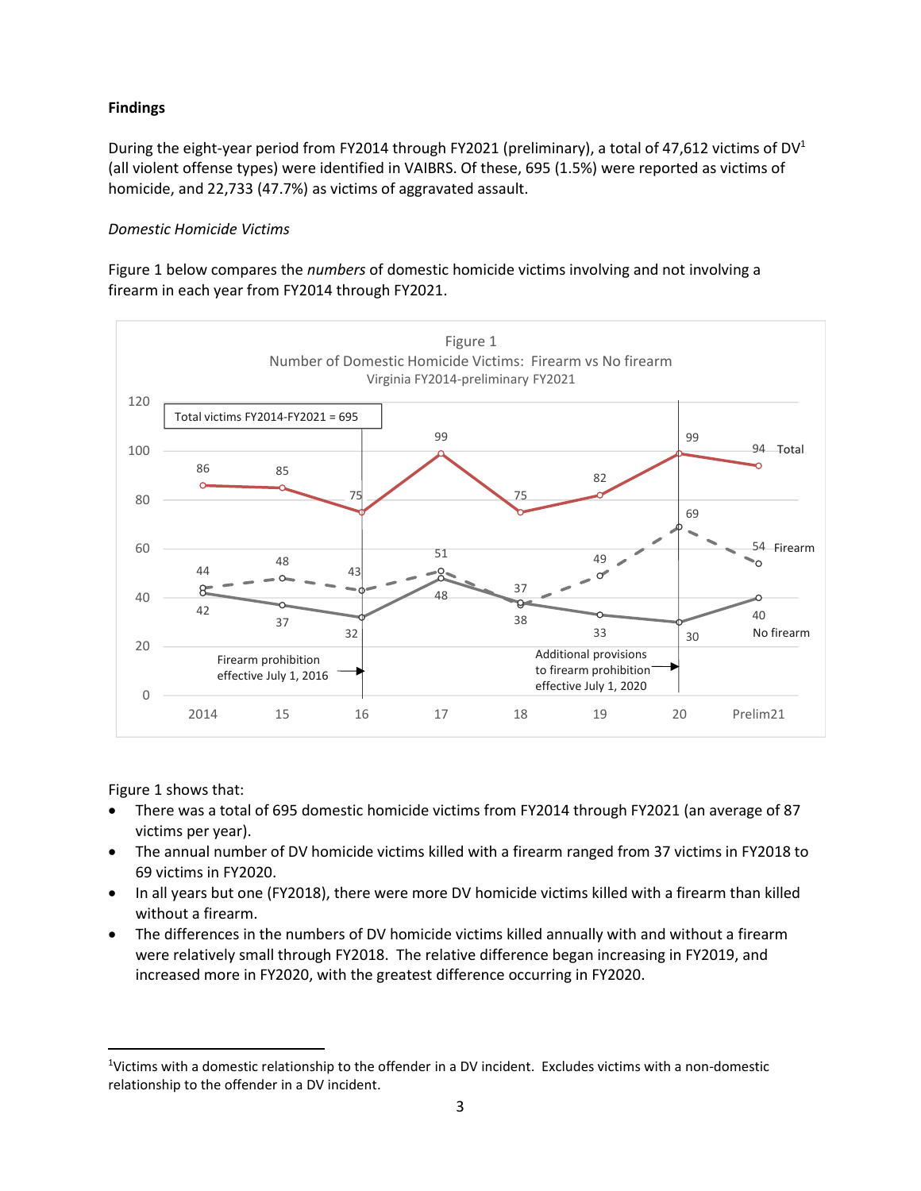**Findings**

During the eight-year period from FY2014 through FY2021 (preliminary), a total of 47,612 victims of DV[1] (all violent offense types) were identified in VAIBRS. Of these, 695 (1.5%) were reported as victims of homicide, and 22,733 (47.7%) as victims of aggravated assault.

*Domestic Homicide Victims*

Figure 1 below compares the *numbers* of domestic homicide victims involving and not involving a firearm in each year from FY2014 through FY2021.

Figure 1
Number of Domestic Homicide Victims: Firearm vs No firearm
Virginia FY2014-preliminary FY2021

Total victims FY2014-FY2021 = 695

| | 2014 | 15 | 16 | 17 | 18 | 19 | 20 | Prelim21 |
|---|---|---|---|---|---|---|---|---|
| Total | 86 | 85 | 75 | 99 | 75 | 82 | 99 | 94 |
| Firearm | 44 | 48 | 43 | 51 | 37 | 49 | 69 | 54 |
| No firearm | 42 | 37 | 32 | 48 | 38 | 33 | 30 | 40 |

Firearm prohibition effective July 1, 2016

Additional provisions to firearm prohibition effective July 1, 2020

Figure 1 shows that:

- There was a total of 695 domestic homicide victims from FY2014 through FY2021 (an average of 87 victims per year).
- The annual number of DV homicide victims killed with a firearm ranged from 37 victims in FY2018 to 69 victims in FY2020.
- In all years but one (FY2018), there were more DV homicide victims killed with a firearm than killed without a firearm.
- The differences in the numbers of DV homicide victims killed annually with and without a firearm were relatively small through FY2018. The relative difference began increasing in FY2019, and increased more in FY2020, with the greatest difference occurring in FY2020.

[1]Victims with a domestic relationship to the offender in a DV incident. Excludes victims with a non-domestic relationship to the offender in a DV incident.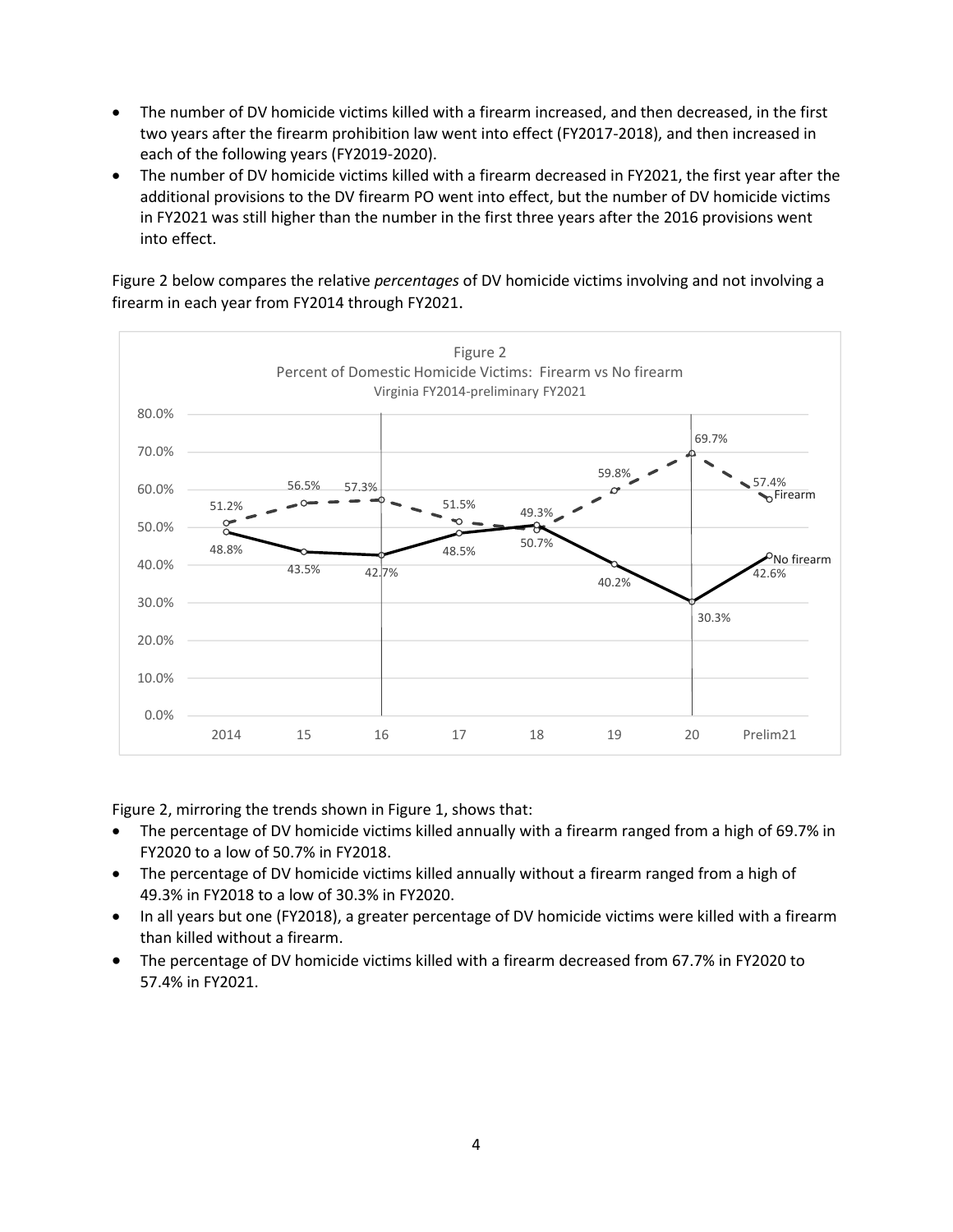- The number of DV homicide victims killed with a firearm increased, and then decreased, in the first two years after the firearm prohibition law went into effect (FY2017-2018), and then increased in each of the following years (FY2019-2020).
- The number of DV homicide victims killed with a firearm decreased in FY2021, the first year after the additional provisions to the DV firearm PO went into effect, but the number of DV homicide victims in FY2021 was still higher than the number in the first three years after the 2016 provisions went into effect.

Figure 2 below compares the relative *percentages* of DV homicide victims involving and not involving a firearm in each year from FY2014 through FY2021.

Figure 2
Percent of Domestic Homicide Victims: Firearm vs No firearm
Virginia FY2014-preliminary FY2021

| | 2014 | 15 | 16 | 17 | 18 | 19 | 20 | Prelim21 |
|---|---|---|---|---|---|---|---|---|
| Firearm | 51.2% | 56.5% | 57.3% | 51.5% | 49.3% | 59.8% | 69.7% | 57.4% |
| No firearm | 48.8% | 43.5% | 42.7% | 48.5% | 50.7% | 40.2% | 30.3% | 42.6% |

Figure 2, mirroring the trends shown in Figure 1, shows that:

- The percentage of DV homicide victims killed annually with a firearm ranged from a high of 69.7% in FY2020 to a low of 50.7% in FY2018.
- The percentage of DV homicide victims killed annually without a firearm ranged from a high of 49.3% in FY2018 to a low of 30.3% in FY2020.
- In all years but one (FY2018), a greater percentage of DV homicide victims were killed with a firearm than killed without a firearm.
- The percentage of DV homicide victims killed with a firearm decreased from 67.7% in FY2020 to 57.4% in FY2021.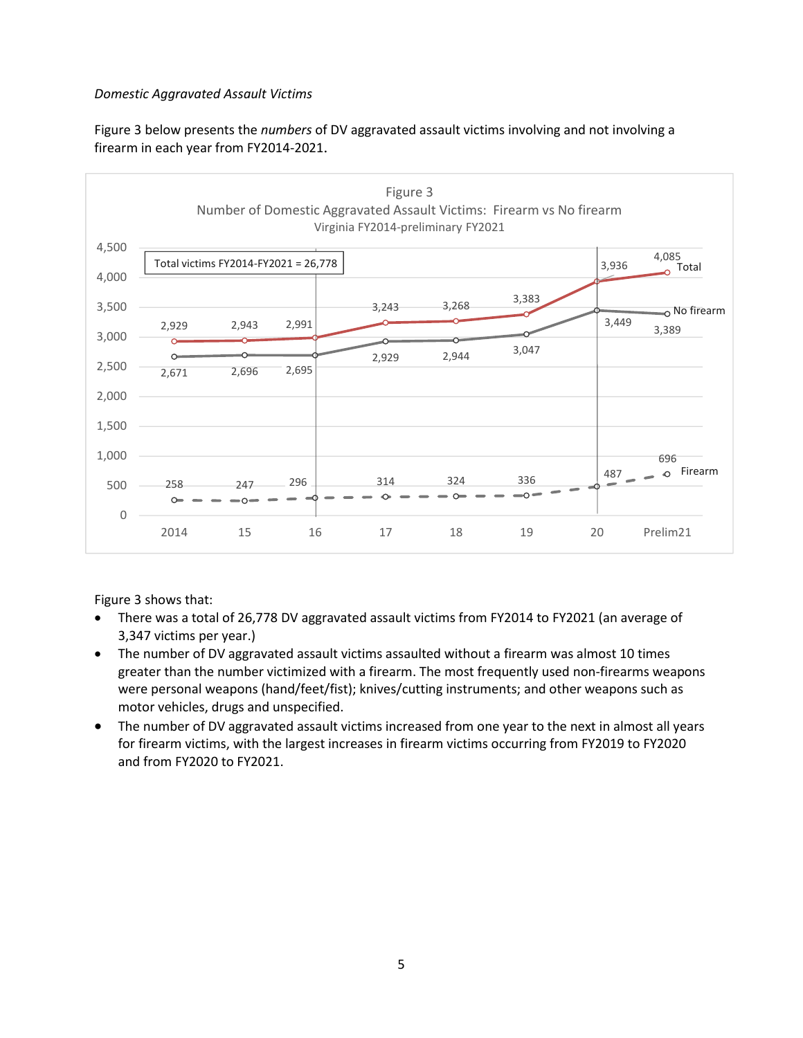*Domestic Aggravated Assault Victims*

Figure 3 below presents the *numbers* of DV aggravated assault victims involving and not involving a firearm in each year from FY2014-2021.

Figure 3
Number of Domestic Aggravated Assault Victims: Firearm vs No firearm
Virginia FY2014-preliminary FY2021

Total victims FY2014-FY2021 = 26,778

| | 2014 | 15 | 16 | 17 | 18 | 19 | 20 | Prelim21 |
|---|---|---|---|---|---|---|---|---|
| Total | 2,929 | 2,943 | 2,991 | 3,243 | 3,268 | 3,383 | 3,936 | 4,085 |
| No firearm | 2,671 | 2,696 | 2,695 | 2,929 | 2,944 | 3,047 | 3,449 | 3,389 |
| Firearm | 258 | 247 | 296 | 314 | 324 | 336 | 487 | 696 |

Figure 3 shows that:

- There was a total of 26,778 DV aggravated assault victims from FY2014 to FY2021 (an average of 3,347 victims per year.)
- The number of DV aggravated assault victims assaulted without a firearm was almost 10 times greater than the number victimized with a firearm. The most frequently used non-firearms weapons were personal weapons (hand/feet/fist); knives/cutting instruments; and other weapons such as motor vehicles, drugs and unspecified.
- The number of DV aggravated assault victims increased from one year to the next in almost all years for firearm victims, with the largest increases in firearm victims occurring from FY2019 to FY2020 and from FY2020 to FY2021.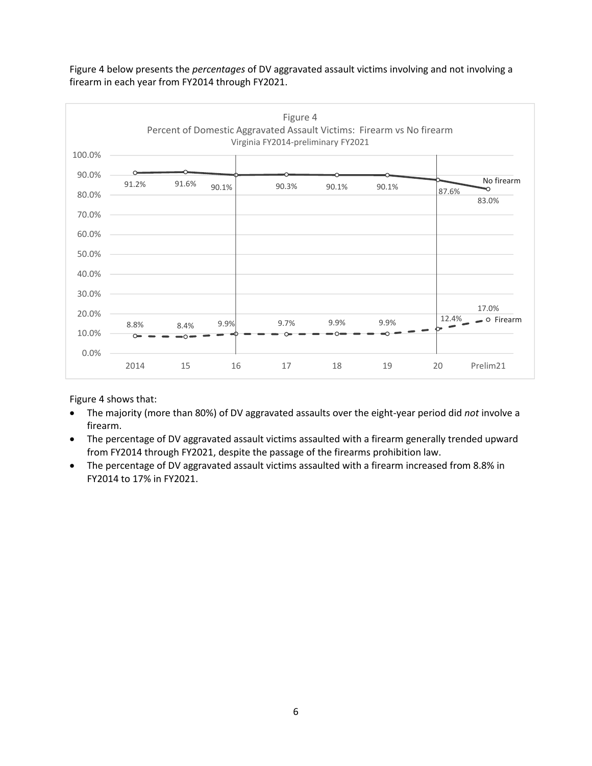Figure 4 below presents the *percentages* of DV aggravated assault victims involving and not involving a firearm in each year from FY2014 through FY2021.

Figure 4
Percent of Domestic Aggravated Assault Victims: Firearm vs No firearm
Virginia FY2014-preliminary FY2021

| | 2014 | 15 | 16 | 17 | 18 | 19 | 20 | Prelim21 |
|---|---|---|---|---|---|---|---|---|
| No firearm | 91.2% | 91.6% | 90.1% | 90.3% | 90.1% | 90.1% | 87.6% | 83.0% |
| Firearm | 8.8% | 8.4% | 9.9% | 9.7% | 9.9% | 9.9% | 12.4% | 17.0% |

Figure 4 shows that:

- The majority (more than 80%) of DV aggravated assaults over the eight-year period did *not* involve a firearm.
- The percentage of DV aggravated assault victims assaulted with a firearm generally trended upward from FY2014 through FY2021, despite the passage of the firearms prohibition law.
- The percentage of DV aggravated assault victims assaulted with a firearm increased from 8.8% in FY2014 to 17% in FY2021.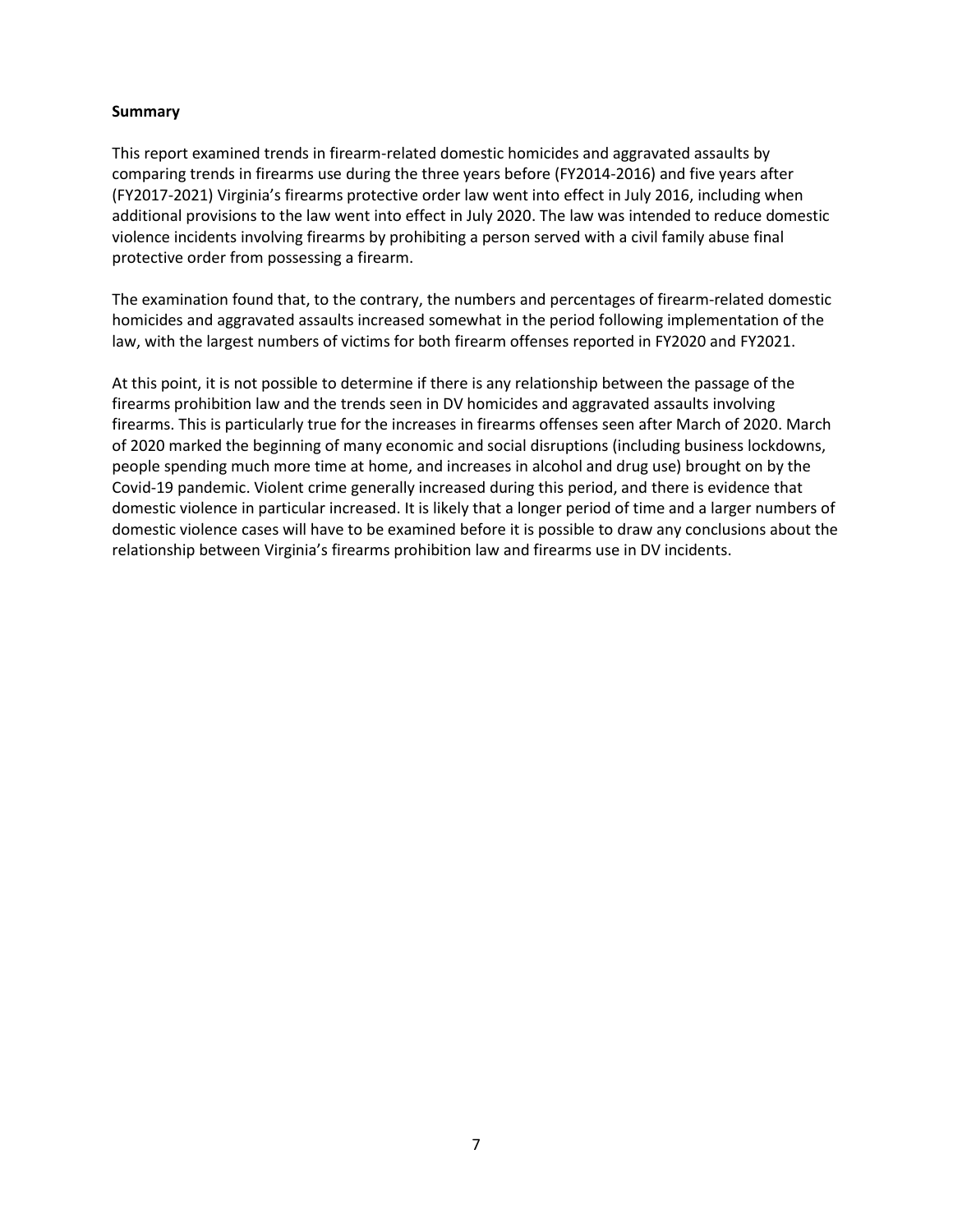**Summary**

This report examined trends in firearm-related domestic homicides and aggravated assaults by comparing trends in firearms use during the three years before (FY2014-2016) and five years after (FY2017-2021) Virginia's firearms protective order law went into effect in July 2016, including when additional provisions to the law went into effect in July 2020. The law was intended to reduce domestic violence incidents involving firearms by prohibiting a person served with a civil family abuse final protective order from possessing a firearm.

The examination found that, to the contrary, the numbers and percentages of firearm-related domestic homicides and aggravated assaults increased somewhat in the period following implementation of the law, with the largest numbers of victims for both firearm offenses reported in FY2020 and FY2021.

At this point, it is not possible to determine if there is any relationship between the passage of the firearms prohibition law and the trends seen in DV homicides and aggravated assaults involving firearms. This is particularly true for the increases in firearms offenses seen after March of 2020. March of 2020 marked the beginning of many economic and social disruptions (including business lockdowns, people spending much more time at home, and increases in alcohol and drug use) brought on by the Covid-19 pandemic. Violent crime generally increased during this period, and there is evidence that domestic violence in particular increased. It is likely that a longer period of time and a larger numbers of domestic violence cases will have to be examined before it is possible to draw any conclusions about the relationship between Virginia's firearms prohibition law and firearms use in DV incidents.